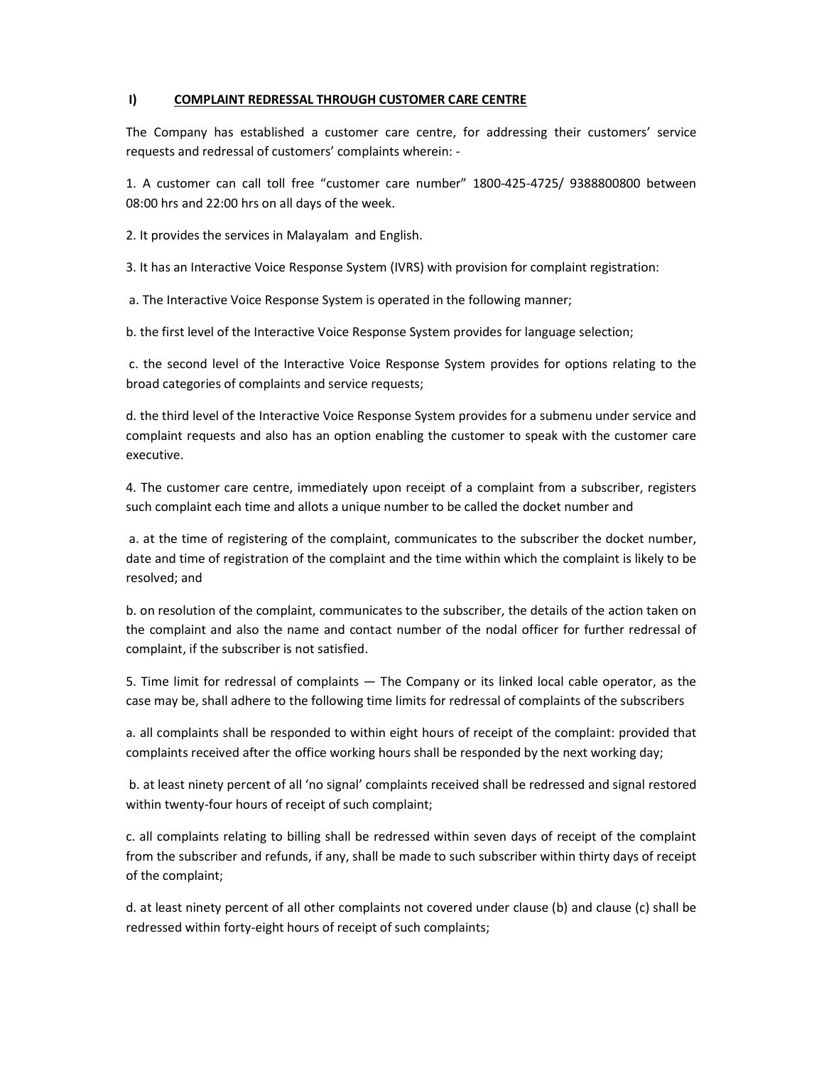## I) COMPLAINT REDRESSAL THROUGH CUSTOMER CARE CENTRE

The Company has established a customer care centre, for addressing their customers' service requests and redressal of customers' complaints wherein: -

1. A customer can call toll free "customer care number" 1800-425-4725/ 9388800800 between 08:00 hrs and 22:00 hrs on all days of the week.

2. It provides the services in Malayalam and English.

3. It has an Interactive Voice Response System (IVRS) with provision for complaint registration:

a. The Interactive Voice Response System is operated in the following manner;

b. the first level of the Interactive Voice Response System provides for language selection;

c. the second level of the Interactive Voice Response System provides for options relating to the broad categories of complaints and service requests;

d. the third level of the Interactive Voice Response System provides for a submenu under service and complaint requests and also has an option enabling the customer to speak with the customer care executive.

4. The customer care centre, immediately upon receipt of a complaint from a subscriber, registers such complaint each time and allots a unique number to be called the docket number and

a. at the time of registering of the complaint, communicates to the subscriber the docket number, date and time of registration of the complaint and the time within which the complaint is likely to be resolved; and

b. on resolution of the complaint, communicates to the subscriber, the details of the action taken on the complaint and also the name and contact number of the nodal officer for further redressal of complaint, if the subscriber is not satisfied.

5. Time limit for redressal of complaints — The Company or its linked local cable operator, as the case may be, shall adhere to the following time limits for redressal of complaints of the subscribers

a. all complaints shall be responded to within eight hours of receipt of the complaint: provided that complaints received after the office working hours shall be responded by the next working day;

b. at least ninety percent of all 'no signal' complaints received shall be redressed and signal restored within twenty-four hours of receipt of such complaint;

c. all complaints relating to billing shall be redressed within seven days of receipt of the complaint from the subscriber and refunds, if any, shall be made to such subscriber within thirty days of receipt of the complaint;

d. at least ninety percent of all other complaints not covered under clause (b) and clause (c) shall be redressed within forty-eight hours of receipt of such complaints;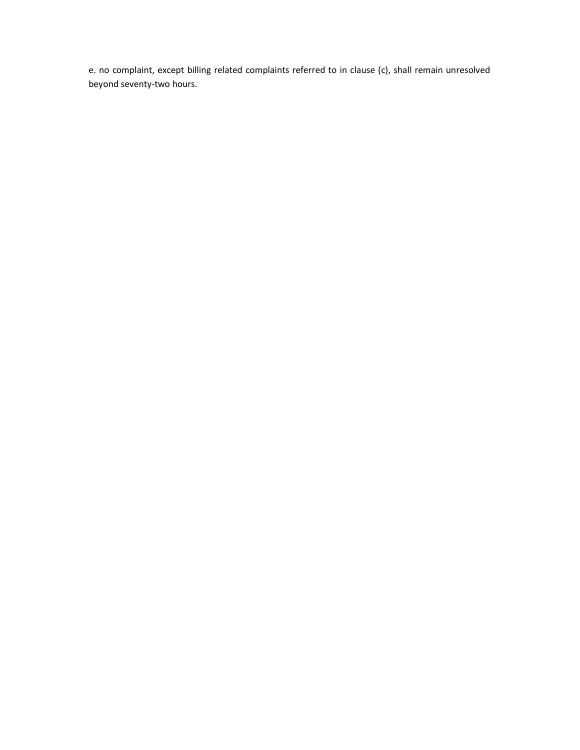e. no complaint, except billing related complaints referred to in clause (c), shall remain unresolved beyond seventy-two hours.